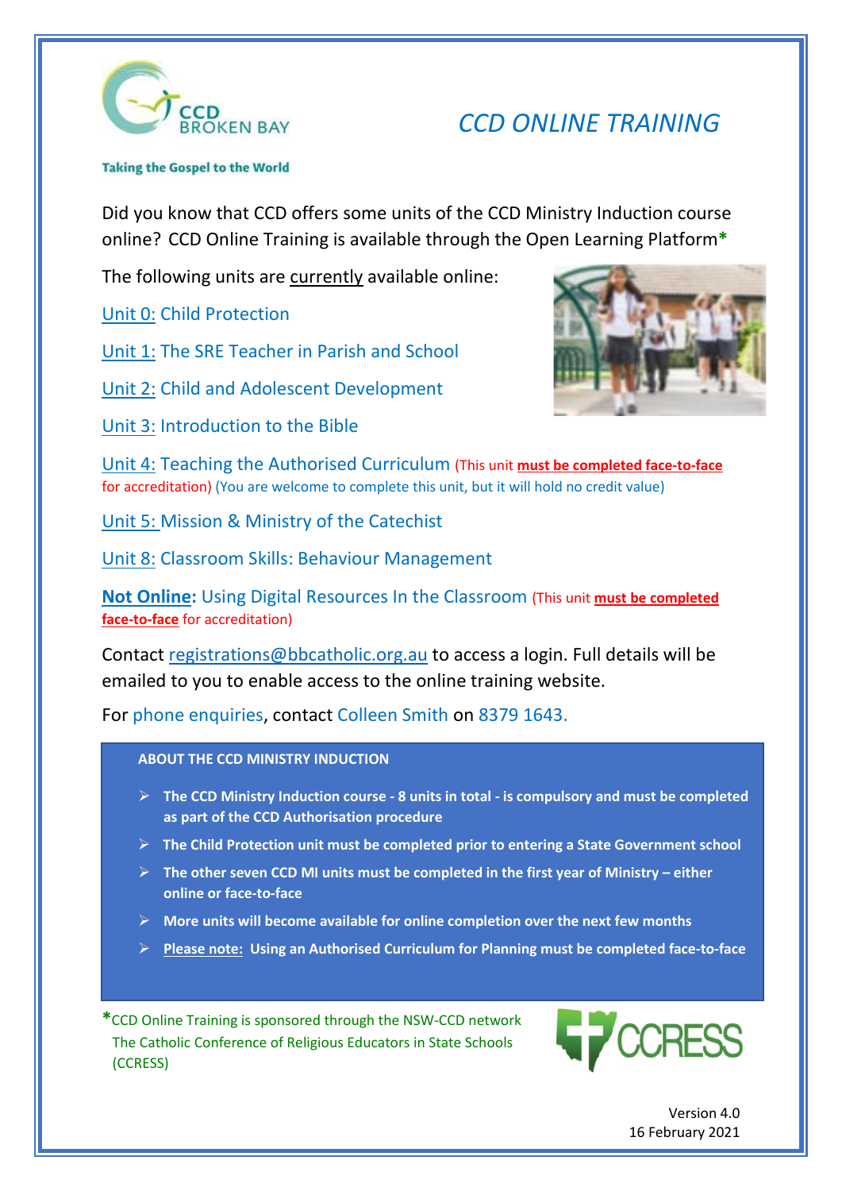CCD BROKEN BAY

Taking the Gospel to the World

# *CCD ONLINE TRAINING*

Did you know that CCD offers some units of the CCD Ministry Induction course online? CCD Online Training is available through the Open Learning Platform*

The following units are currently available online:

Unit 0: Child Protection

Unit 1: The SRE Teacher in Parish and School

Unit 2: Child and Adolescent Development

Unit 3: Introduction to the Bible

Unit 4: Teaching the Authorised Curriculum (This unit **must be completed face-to-face** for accreditation) (You are welcome to complete this unit, but it will hold no credit value)

Unit 5: Mission & Ministry of the Catechist

Unit 8: Classroom Skills: Behaviour Management

**Not Online:** Using Digital Resources In the Classroom (This unit **must be completed face-to-face** for accreditation)

Contact registrations@bbcatholic.org.au to access a login. Full details will be emailed to you to enable access to the online training website.

For phone enquiries, contact Colleen Smith on 8379 1643.

**ABOUT THE CCD MINISTRY INDUCTION**

- **The CCD Ministry Induction course - 8 units in total - is compulsory and must be completed as part of the CCD Authorisation procedure**
- **The Child Protection unit must be completed prior to entering a State Government school**
- **The other seven CCD MI units must be completed in the first year of Ministry – either online or face-to-face**
- **More units will become available for online completion over the next few months**
- **Please note: Using an Authorised Curriculum for Planning must be completed face-to-face**

*CCD Online Training is sponsored through the NSW-CCD network The Catholic Conference of Religious Educators in State Schools (CCRESS)

CCRESS

Version 4.0
16 February 2021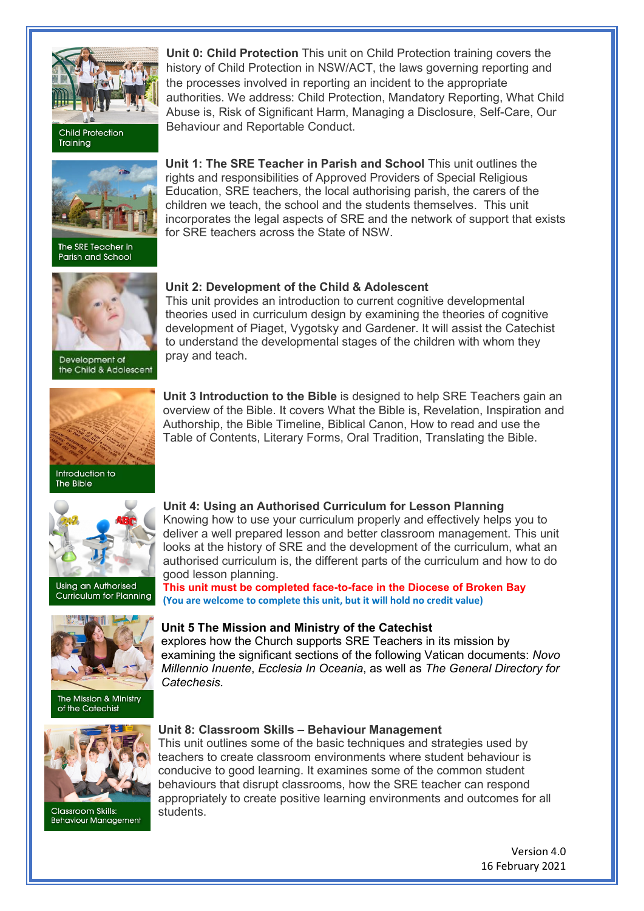Child Protection Training

**Unit 0: Child Protection** This unit on Child Protection training covers the history of Child Protection in NSW/ACT, the laws governing reporting and the processes involved in reporting an incident to the appropriate authorities. We address: Child Protection, Mandatory Reporting, What Child Abuse is, Risk of Significant Harm, Managing a Disclosure, Self-Care, Our Behaviour and Reportable Conduct.

The SRE Teacher in Parish and School

**Unit 1: The SRE Teacher in Parish and School** This unit outlines the rights and responsibilities of Approved Providers of Special Religious Education, SRE teachers, the local authorising parish, the carers of the children we teach, the school and the students themselves. This unit incorporates the legal aspects of SRE and the network of support that exists for SRE teachers across the State of NSW.

Development of the Child & Adolescent

**Unit 2: Development of the Child & Adolescent**
This unit provides an introduction to current cognitive developmental theories used in curriculum design by examining the theories of cognitive development of Piaget, Vygotsky and Gardener. It will assist the Catechist to understand the developmental stages of the children with whom they pray and teach.

Introduction to The Bible

**Unit 3 Introduction to the Bible** is designed to help SRE Teachers gain an overview of the Bible. It covers What the Bible is, Revelation, Inspiration and Authorship, the Bible Timeline, Biblical Canon, How to read and use the Table of Contents, Literary Forms, Oral Tradition, Translating the Bible.

Using an Authorised Curriculum for Planning

**Unit 4: Using an Authorised Curriculum for Lesson Planning**
Knowing how to use your curriculum properly and effectively helps you to deliver a well prepared lesson and better classroom management. This unit looks at the history of SRE and the development of the curriculum, what an authorised curriculum is, the different parts of the curriculum and how to do good lesson planning.
**This unit must be completed face-to-face in the Diocese of Broken Bay**
**(You are welcome to complete this unit, but it will hold no credit value)**

The Mission & Ministry of the Catechist

**Unit 5 The Mission and Ministry of the Catechist**
explores how the Church supports SRE Teachers in its mission by examining the significant sections of the following Vatican documents: *Novo Millennio Inuente*, *Ecclesia In Oceania*, as well as *The General Directory for Catechesis*.

Classroom Skills: Behaviour Management

**Unit 8: Classroom Skills – Behaviour Management**
This unit outlines some of the basic techniques and strategies used by teachers to create classroom environments where student behaviour is conducive to good learning. It examines some of the common student behaviours that disrupt classrooms, how the SRE teacher can respond appropriately to create positive learning environments and outcomes for all students.

Version 4.0
16 February 2021